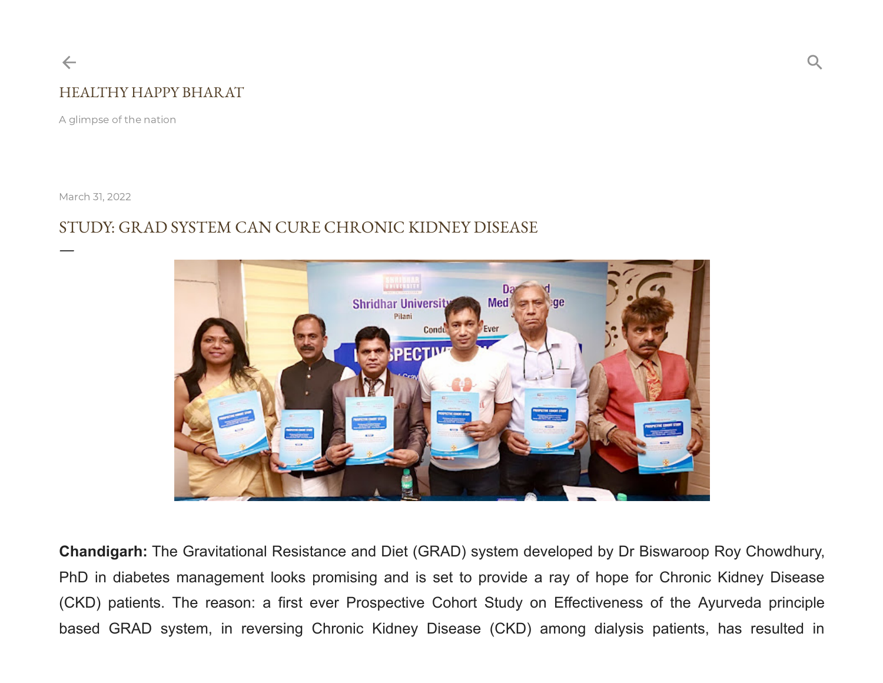HEALTHY HAPPY BHARAT

A glimpse of the nation

March 31, 2022

# STUDY: GRAD SYSTEM CAN CURE CHRONIC KIDNEY DISEASE

**Chandigarh:** The Gravitational Resistance and Diet (GRAD) system developed by Dr Biswaroop Roy Chowdhury, PhD in diabetes management looks promising and is set to provide a ray of hope for Chronic Kidney Disease (CKD) patients. The reason: a first ever Prospective Cohort Study on Effectiveness of the Ayurveda principle based GRAD system, in reversing Chronic Kidney Disease (CKD) among dialysis patients, has resulted in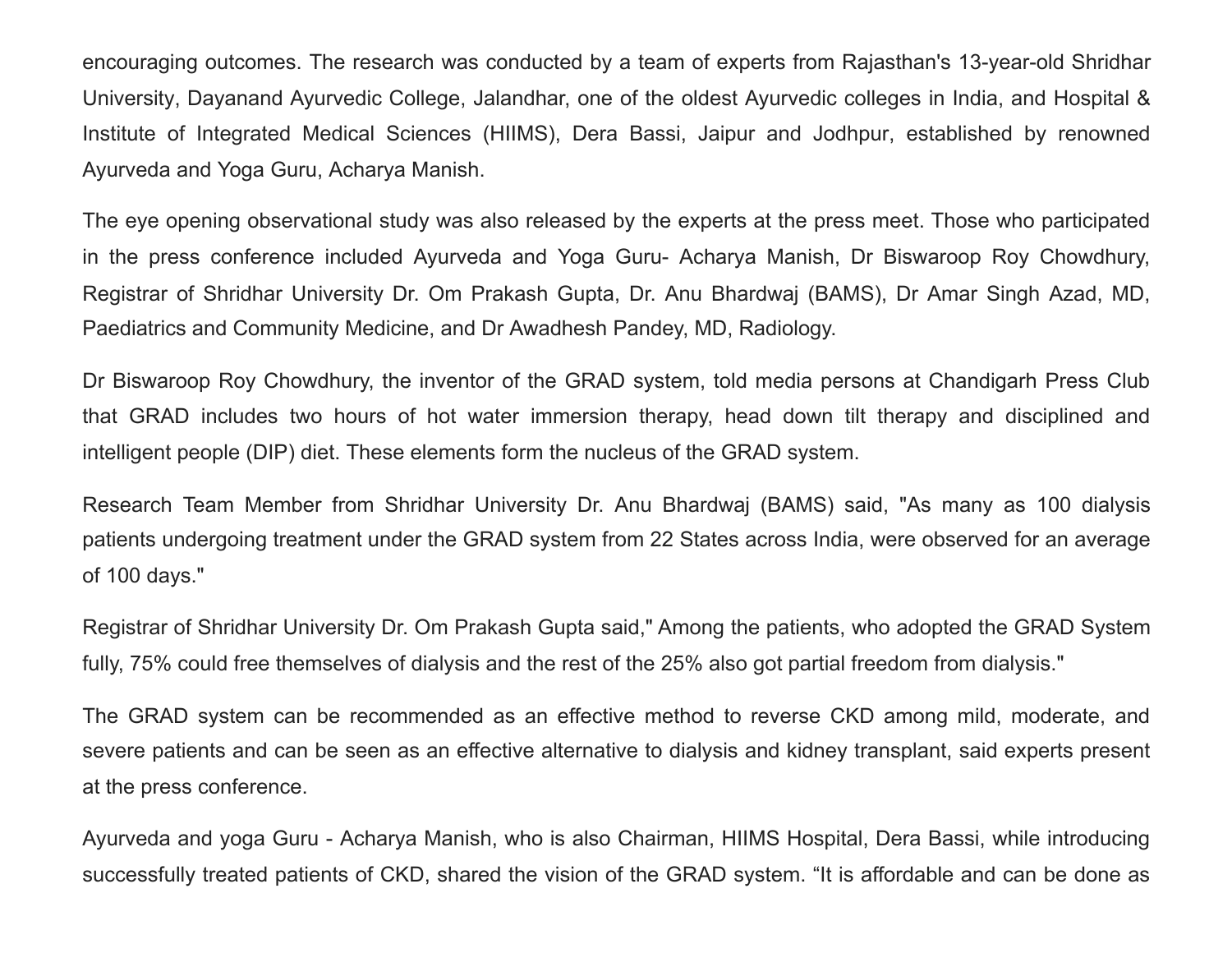encouraging outcomes. The research was conducted by a team of experts from Rajasthan's 13-year-old Shridhar University, Dayanand Ayurvedic College, Jalandhar, one of the oldest Ayurvedic colleges in India, and Hospital & Institute of Integrated Medical Sciences (HIIMS), Dera Bassi, Jaipur and Jodhpur, established by renowned Ayurveda and Yoga Guru, Acharya Manish.

The eye opening observational study was also released by the experts at the press meet. Those who participated in the press conference included Ayurveda and Yoga Guru- Acharya Manish, Dr Biswaroop Roy Chowdhury, Registrar of Shridhar University Dr. Om Prakash Gupta, Dr. Anu Bhardwaj (BAMS), Dr Amar Singh Azad, MD, Paediatrics and Community Medicine, and Dr Awadhesh Pandey, MD, Radiology.

Dr Biswaroop Roy Chowdhury, the inventor of the GRAD system, told media persons at Chandigarh Press Club that GRAD includes two hours of hot water immersion therapy, head down tilt therapy and disciplined and intelligent people (DIP) diet. These elements form the nucleus of the GRAD system.

Research Team Member from Shridhar University Dr. Anu Bhardwaj (BAMS) said, "As many as 100 dialysis patients undergoing treatment under the GRAD system from 22 States across India, were observed for an average of 100 days."

Registrar of Shridhar University Dr. Om Prakash Gupta said," Among the patients, who adopted the GRAD System fully, 75% could free themselves of dialysis and the rest of the 25% also got partial freedom from dialysis."

The GRAD system can be recommended as an effective method to reverse CKD among mild, moderate, and severe patients and can be seen as an effective alternative to dialysis and kidney transplant, said experts present at the press conference.

Ayurveda and yoga Guru - Acharya Manish, who is also Chairman, HIIMS Hospital, Dera Bassi, while introducing successfully treated patients of CKD, shared the vision of the GRAD system. “It is affordable and can be done as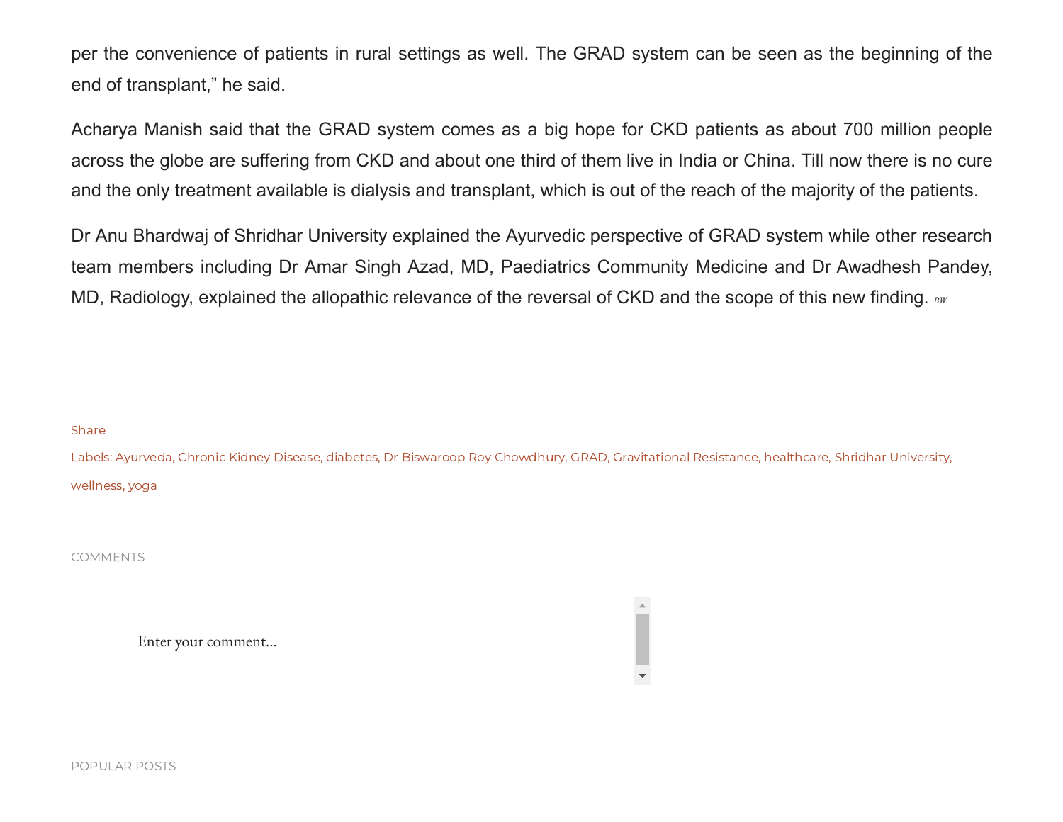per the convenience of patients in rural settings as well. The GRAD system can be seen as the beginning of the end of transplant," he said.

Acharya Manish said that the GRAD system comes as a big hope for CKD patients as about 700 million people across the globe are suffering from CKD and about one third of them live in India or China. Till now there is no cure and the only treatment available is dialysis and transplant, which is out of the reach of the majority of the patients.

Dr Anu Bhardwaj of Shridhar University explained the Ayurvedic perspective of GRAD system while other research team members including Dr Amar Singh Azad, MD, Paediatrics Community Medicine and Dr Awadhesh Pandey, MD, Radiology, explained the allopathic relevance of the reversal of CKD and the scope of this new finding. *BW*

Share

Labels: Ayurveda, Chronic Kidney Disease, diabetes, Dr Biswaroop Roy Chowdhury, GRAD, Gravitational Resistance, healthcare, Shridhar University, wellness, yoga

COMMENTS

Enter your comment...

POPULAR POSTS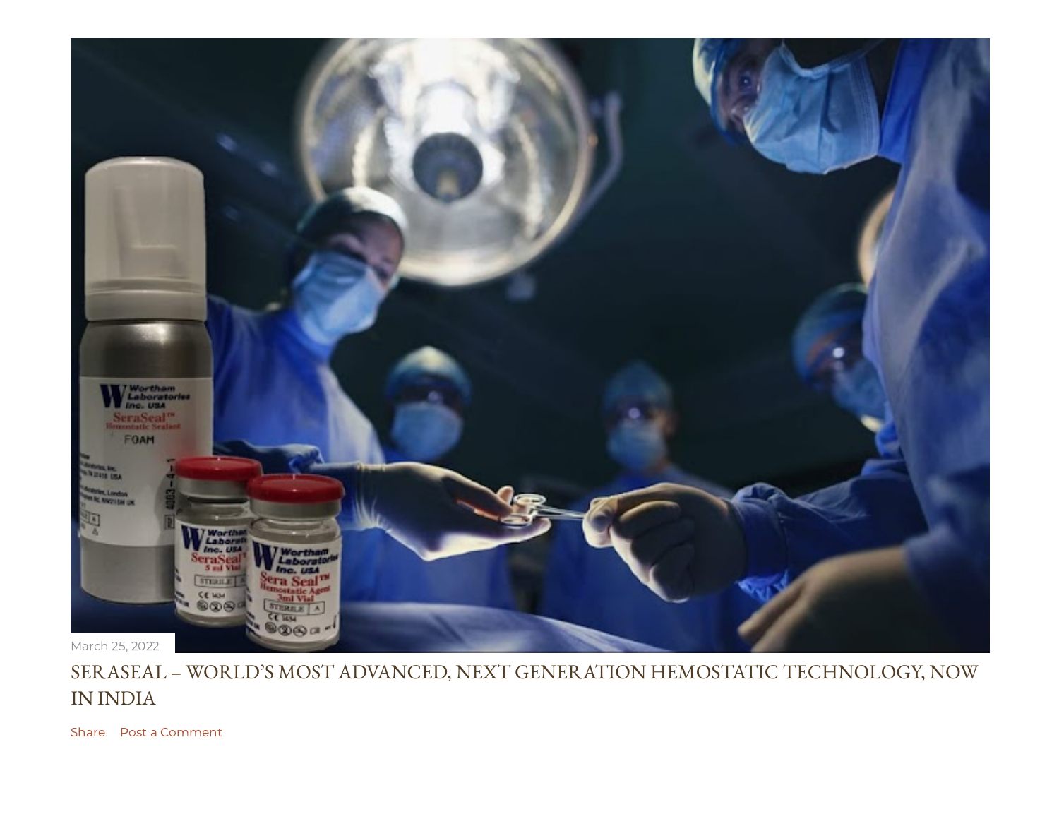March 25, 2022

# SERASEAL – WORLD'S MOST ADVANCED, NEXT GENERATION HEMOSTATIC TECHNOLOGY, NOW IN INDIA

Share Post a Comment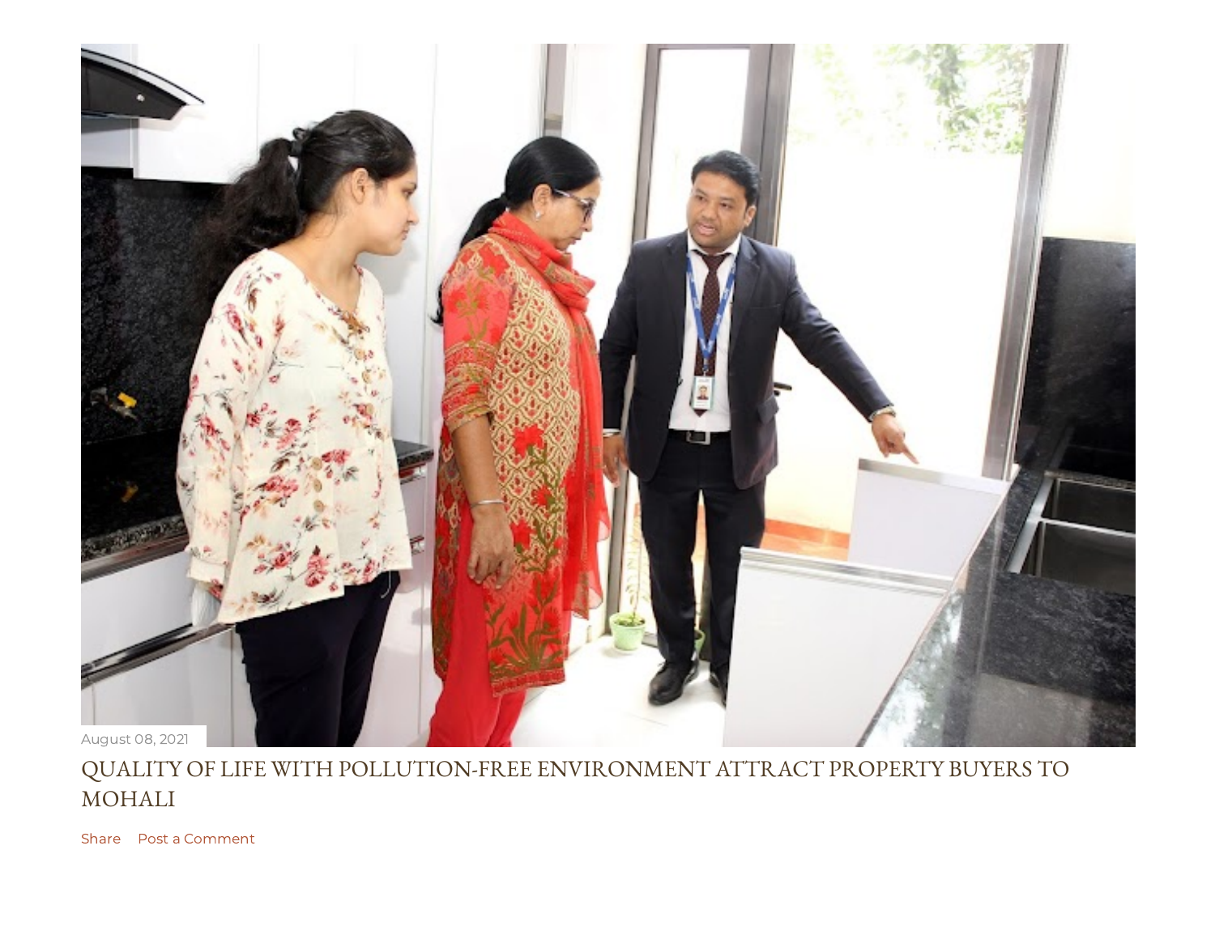August 08, 2021

# QUALITY OF LIFE WITH POLLUTION-FREE ENVIRONMENT ATTRACT PROPERTY BUYERS TO MOHALI

Share Post a Comment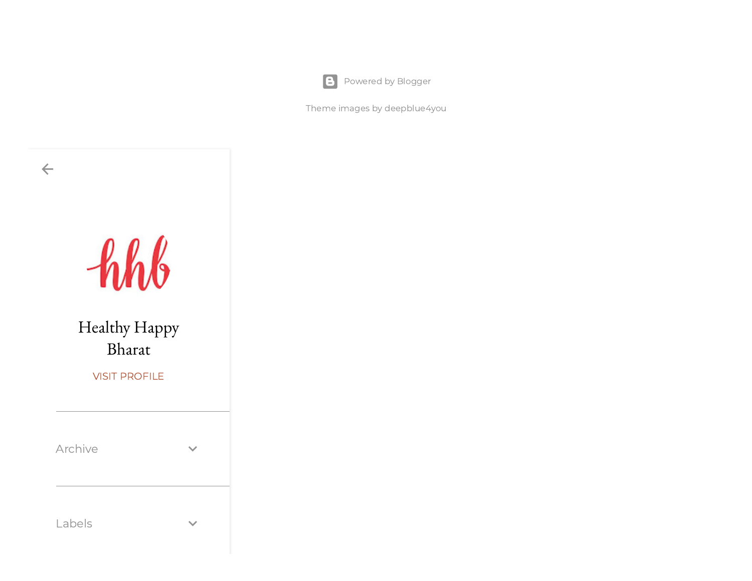Powered by Blogger

Theme images by deepblue4you

Healthy Happy Bharat

VISIT PROFILE

Archive

Labels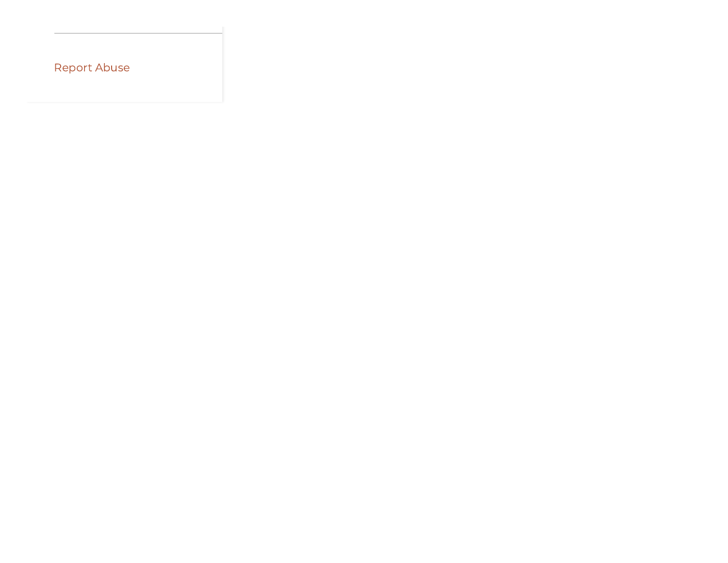Report Abuse